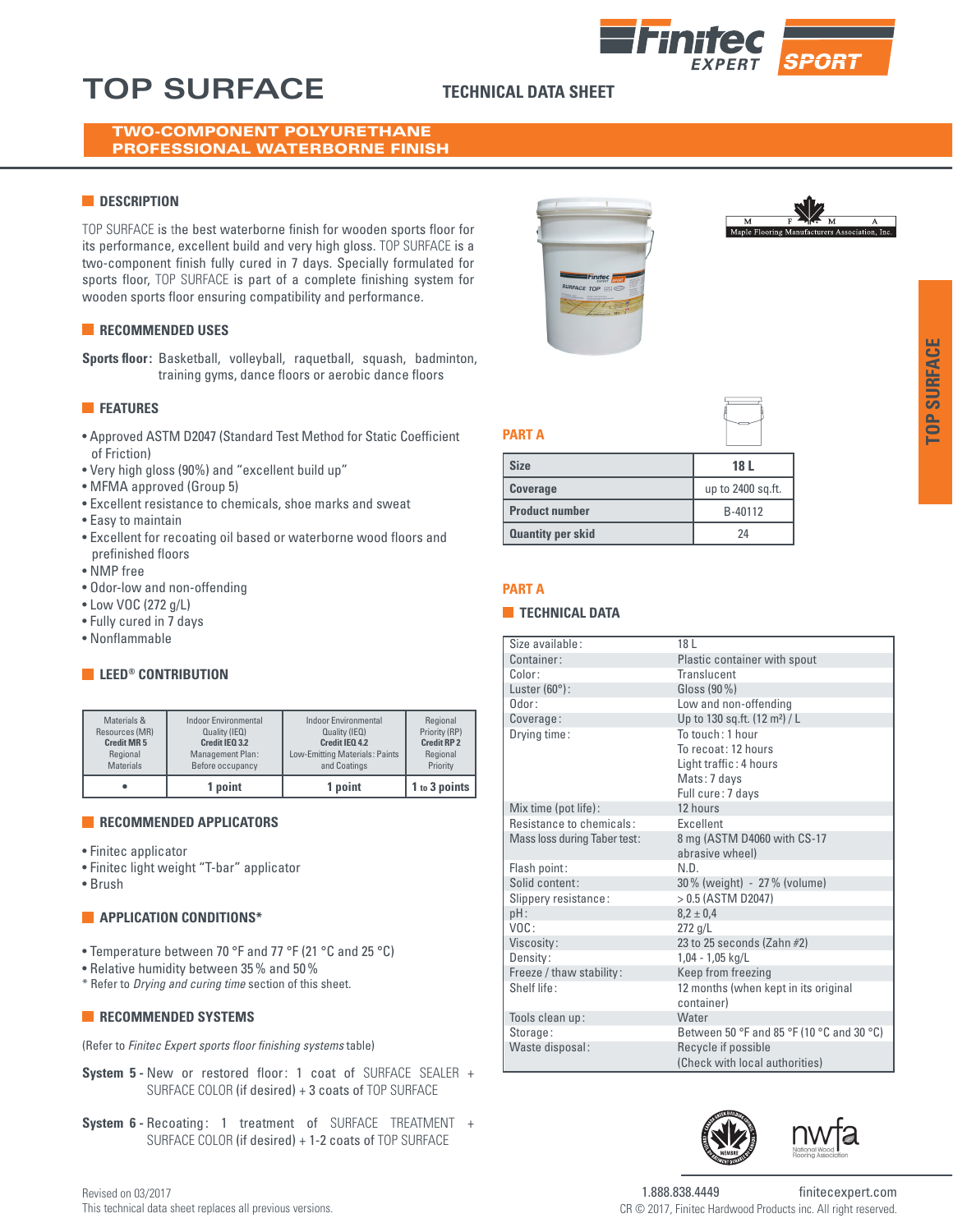# TOP SURFACE

TECHNICAL DATA SHEET

## TWO-COMPONENT POLYURETHANE PROFESSIONAL WATERBORNE FINISH

### DESCRIPTION

TOP SURFACE is the best waterborne finish for wooden sports floor for its performance, excellent build and very high gloss. TOP SURFACE is a two-component finish fully cured in 7 days. Specially formulated for sports floor, TOP SURFACE is part of a complete finishing system for wooden sports floor ensuring compatibility and performance.

### RECOMMENDED USES

**Sports floor:** Basketball, volleyball, raquetball, squash, badminton, training gyms, dance floors or aerobic dance floors

### FEATURES

- Approved ASTM D2047 (Standard Test Method for Static Coefficient of Friction)
- Very high gloss (90%) and "excellent build up"
- MFMA approved (Group 5)
- Excellent resistance to chemicals, shoe marks and sweat
- Easy to maintain
- Excellent for recoating oil based or waterborne wood floors and prefinished floors
- NMP free
- Odor-low and non-offending
- Low VOC (272 g/L)
- Fully cured in 7 days
- Nonflammable

### LEED® CONTRIBUTION

| Materials & Resources (MR) **Credit MR 5** Regional Materials | Indoor Environmental Quality (IEQ) **Credit IEQ 3.2** Management Plan: Before occupancy | Indoor Environmental Quality (IEQ) **Credit IEQ 4.2** Low-Emitting Materials: Paints and Coatings | Regional Priority (RP) **Credit RP 2** Regional Priority |
|---|---|---|---|
| • | **1 point** | **1 point** | **1 to 3 points** |

### RECOMMENDED APPLICATORS

- Finitec applicator
- Finitec light weight "T-bar" applicator
- Brush

### APPLICATION CONDITIONS*

- Temperature between 70 °F and 77 °F (21 °C and 25 °C)
- Relative humidity between 35 % and 50 %

\* Refer to *Drying and curing time* section of this sheet.

### RECOMMENDED SYSTEMS

(Refer to *Finitec Expert sports floor finishing systems* table)

**System 5 -** New or restored floor: 1 coat of SURFACE SEALER + SURFACE COLOR (if desired) + 3 coats of TOP SURFACE

**System 6 -** Recoating: 1 treatment of SURFACE TREATMENT + SURFACE COLOR (if desired) + 1-2 coats of TOP SURFACE

### PART A

| Size | 18 L |
|---|---|
| Coverage | up to 2400 sq.ft. |
| Product number | B-40112 |
| Quantity per skid | 24 |

### PART A

### TECHNICAL DATA

| | |
|---|---|
| Size available: | 18 L |
| Container: | Plastic container with spout |
| Color: | Translucent |
| Luster (60°): | Gloss (90 %) |
| Odor: | Low and non-offending |
| Coverage: | Up to 130 sq.ft. (12 m²) / L |
| Drying time: | To touch: 1 hour<br>To recoat: 12 hours<br>Light traffic: 4 hours<br>Mats: 7 days<br>Full cure: 7 days |
| Mix time (pot life): | 12 hours |
| Resistance to chemicals: | Excellent |
| Mass loss during Taber test: | 8 mg (ASTM D4060 with CS-17 abrasive wheel) |
| Flash point: | N.D. |
| Solid content: | 30 % (weight) - 27 % (volume) |
| Slippery resistance: | > 0.5 (ASTM D2047) |
| pH: | 8,2 ± 0,4 |
| VOC: | 272 g/L |
| Viscosity: | 23 to 25 seconds (Zahn #2) |
| Density: | 1,04 - 1,05 kg/L |
| Freeze / thaw stability: | Keep from freezing |
| Shelf life: | 12 months (when kept in its original container) |
| Tools clean up: | Water |
| Storage: | Between 50 °F and 85 °F (10 °C and 30 °C) |
| Waste disposal: | Recycle if possible (Check with local authorities) |

Revised on 03/2017
This technical data sheet replaces all previous versions.

1.888.838.4449 finitecexpert.com
CR © 2017, Finitec Hardwood Products inc. All right reserved.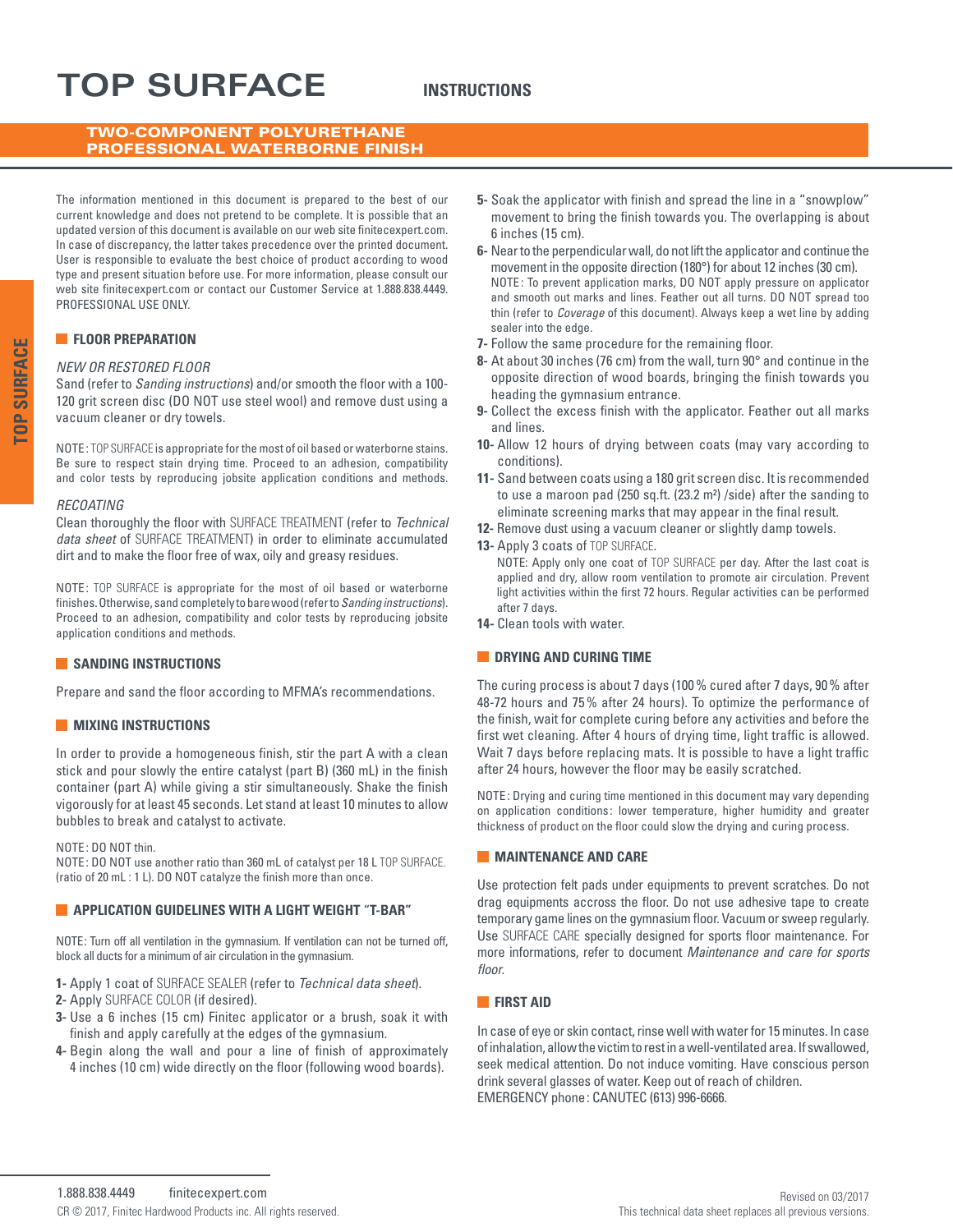# TOP SURFACE

**INSTRUCTIONS**

**TWO-COMPONENT POLYURETHANE PROFESSIONAL WATERBORNE FINISH**

The information mentioned in this document is prepared to the best of our current knowledge and does not pretend to be complete. It is possible that an updated version of this document is available on our web site finitecexpert.com. In case of discrepancy, the latter takes precedence over the printed document. User is responsible to evaluate the best choice of product according to wood type and present situation before use. For more information, please consult our web site finitecexpert.com or contact our Customer Service at 1.888.838.4449. PROFESSIONAL USE ONLY.

## FLOOR PREPARATION

*NEW OR RESTORED FLOOR*

Sand (refer to *Sanding instructions*) and/or smooth the floor with a 100-120 grit screen disc (DO NOT use steel wool) and remove dust using a vacuum cleaner or dry towels.

NOTE: TOP SURFACE is appropriate for the most of oil based or waterborne stains. Be sure to respect stain drying time. Proceed to an adhesion, compatibility and color tests by reproducing jobsite application conditions and methods.

*RECOATING*

Clean thoroughly the floor with SURFACE TREATMENT (refer to *Technical data sheet* of SURFACE TREATMENT) in order to eliminate accumulated dirt and to make the floor free of wax, oily and greasy residues.

NOTE: TOP SURFACE is appropriate for the most of oil based or waterborne finishes. Otherwise, sand completely to bare wood (refer to *Sanding instructions*). Proceed to an adhesion, compatibility and color tests by reproducing jobsite application conditions and methods.

## SANDING INSTRUCTIONS

Prepare and sand the floor according to MFMA's recommendations.

## MIXING INSTRUCTIONS

In order to provide a homogeneous finish, stir the part A with a clean stick and pour slowly the entire catalyst (part B) (360 mL) in the finish container (part A) while giving a stir simultaneously. Shake the finish vigorously for at least 45 seconds. Let stand at least 10 minutes to allow bubbles to break and catalyst to activate.

NOTE: DO NOT thin.
NOTE: DO NOT use another ratio than 360 mL of catalyst per 18 L TOP SURFACE. (ratio of 20 mL : 1 L). DO NOT catalyze the finish more than once.

## APPLICATION GUIDELINES WITH A LIGHT WEIGHT "T-BAR"

NOTE: Turn off all ventilation in the gymnasium. If ventilation can not be turned off, block all ducts for a minimum of air circulation in the gymnasium.

1- Apply 1 coat of SURFACE SEALER (refer to *Technical data sheet*).
2- Apply SURFACE COLOR (if desired).
3- Use a 6 inches (15 cm) Finitec applicator or a brush, soak it with finish and apply carefully at the edges of the gymnasium.
4- Begin along the wall and pour a line of finish of approximately 4 inches (10 cm) wide directly on the floor (following wood boards).
5- Soak the applicator with finish and spread the line in a "snowplow" movement to bring the finish towards you. The overlapping is about 6 inches (15 cm).
6- Near to the perpendicular wall, do not lift the applicator and continue the movement in the opposite direction (180°) for about 12 inches (30 cm).
   NOTE: To prevent application marks, DO NOT apply pressure on applicator and smooth out marks and lines. Feather out all turns. DO NOT spread too thin (refer to *Coverage* of this document). Always keep a wet line by adding sealer into the edge.
7- Follow the same procedure for the remaining floor.
8- At about 30 inches (76 cm) from the wall, turn 90° and continue in the opposite direction of wood boards, bringing the finish towards you heading the gymnasium entrance.
9- Collect the excess finish with the applicator. Feather out all marks and lines.
10- Allow 12 hours of drying between coats (may vary according to conditions).
11- Sand between coats using a 180 grit screen disc. It is recommended to use a maroon pad (250 sq.ft. (23.2 m²) /side) after the sanding to eliminate screening marks that may appear in the final result.
12- Remove dust using a vacuum cleaner or slightly damp towels.
13- Apply 3 coats of TOP SURFACE.
   NOTE: Apply only one coat of TOP SURFACE per day. After the last coat is applied and dry, allow room ventilation to promote air circulation. Prevent light activities within the first 72 hours. Regular activities can be performed after 7 days.
14- Clean tools with water.

## DRYING AND CURING TIME

The curing process is about 7 days (100 % cured after 7 days, 90 % after 48-72 hours and 75 % after 24 hours). To optimize the performance of the finish, wait for complete curing before any activities and before the first wet cleaning. After 4 hours of drying time, light traffic is allowed. Wait 7 days before replacing mats. It is possible to have a light traffic after 24 hours, however the floor may be easily scratched.

NOTE: Drying and curing time mentioned in this document may vary depending on application conditions: lower temperature, higher humidity and greater thickness of product on the floor could slow the drying and curing process.

## MAINTENANCE AND CARE

Use protection felt pads under equipments to prevent scratches. Do not drag equipments accross the floor. Do not use adhesive tape to create temporary game lines on the gymnasium floor. Vacuum or sweep regularly. Use SURFACE CARE specially designed for sports floor maintenance. For more informations, refer to document *Maintenance and care for sports floor*.

## FIRST AID

In case of eye or skin contact, rinse well with water for 15 minutes. In case of inhalation, allow the victim to rest in a well-ventilated area. If swallowed, seek medical attention. Do not induce vomiting. Have conscious person drink several glasses of water. Keep out of reach of children.
EMERGENCY phone: CANUTEC (613) 996-6666.

1.888.838.4449 finitecexpert.com
CR © 2017, Finitec Hardwood Products inc. All rights reserved.

Revised on 03/2017
This technical data sheet replaces all previous versions.